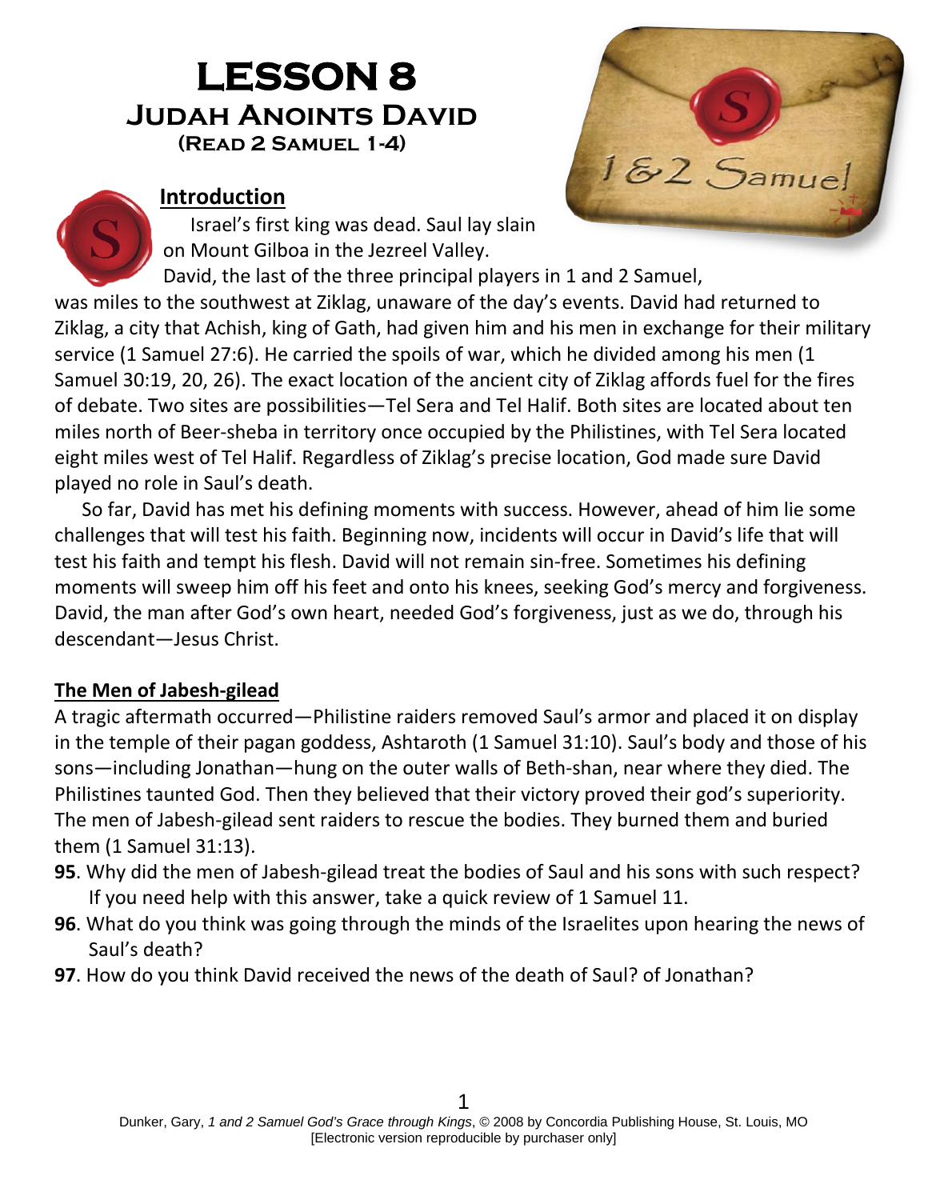# LESSON 8

## Judah Anoints David

### (Read 2 Samuel 1-4)

**Introduction**

Israel's first king was dead. Saul lay slain on Mount Gilboa in the Jezreel Valley. David, the last of the three principal players in 1 and 2 Samuel, was miles to the southwest at Ziklag, unaware of the day's events. David had returned to Ziklag, a city that Achish, king of Gath, had given him and his men in exchange for their military service (1 Samuel 27:6). He carried the spoils of war, which he divided among his men (1 Samuel 30:19, 20, 26). The exact location of the ancient city of Ziklag affords fuel for the fires of debate. Two sites are possibilities—Tel Sera and Tel Halif. Both sites are located about ten miles north of Beer-sheba in territory once occupied by the Philistines, with Tel Sera located eight miles west of Tel Halif. Regardless of Ziklag's precise location, God made sure David played no role in Saul's death.

So far, David has met his defining moments with success. However, ahead of him lie some challenges that will test his faith. Beginning now, incidents will occur in David's life that will test his faith and tempt his flesh. David will not remain sin-free. Sometimes his defining moments will sweep him off his feet and onto his knees, seeking God's mercy and forgiveness. David, the man after God's own heart, needed God's forgiveness, just as we do, through his descendant—Jesus Christ.

**The Men of Jabesh-gilead**

A tragic aftermath occurred—Philistine raiders removed Saul's armor and placed it on display in the temple of their pagan goddess, Ashtaroth (1 Samuel 31:10). Saul's body and those of his sons—including Jonathan—hung on the outer walls of Beth-shan, near where they died. The Philistines taunted God. Then they believed that their victory proved their god's superiority. The men of Jabesh-gilead sent raiders to rescue the bodies. They burned them and buried them (1 Samuel 31:13).

**95**. Why did the men of Jabesh-gilead treat the bodies of Saul and his sons with such respect? If you need help with this answer, take a quick review of 1 Samuel 11.

**96**. What do you think was going through the minds of the Israelites upon hearing the news of Saul's death?

**97**. How do you think David received the news of the death of Saul? of Jonathan?

Dunker, Gary, *1 and 2 Samuel God's Grace through Kings*, © 2008 by Concordia Publishing House, St. Louis, MO
[Electronic version reproducible by purchaser only]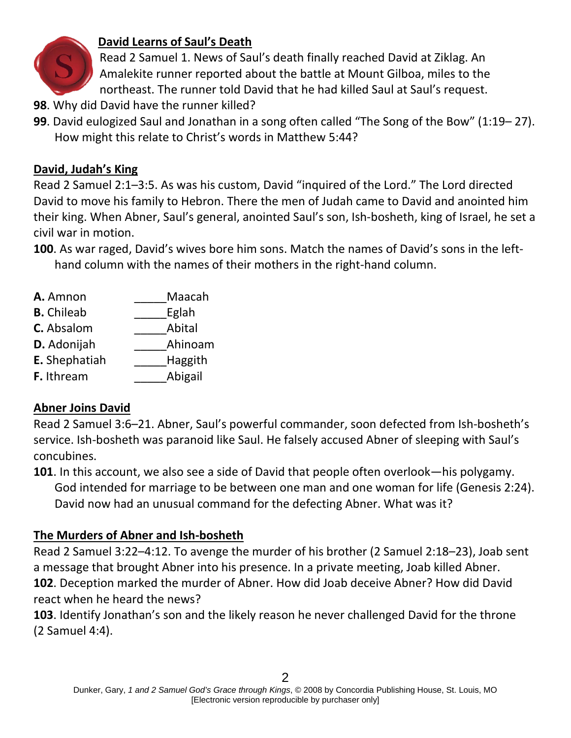## David Learns of Saul's Death

Read 2 Samuel 1. News of Saul's death finally reached David at Ziklag. An Amalekite runner reported about the battle at Mount Gilboa, miles to the northeast. The runner told David that he had killed Saul at Saul's request.

**98**. Why did David have the runner killed?

**99**. David eulogized Saul and Jonathan in a song often called "The Song of the Bow" (1:19– 27). How might this relate to Christ's words in Matthew 5:44?

## David, Judah's King

Read 2 Samuel 2:1–3:5. As was his custom, David "inquired of the Lord." The Lord directed David to move his family to Hebron. There the men of Judah came to David and anointed him their king. When Abner, Saul's general, anointed Saul's son, Ish-bosheth, king of Israel, he set a civil war in motion.

**100**. As war raged, David's wives bore him sons. Match the names of David's sons in the left-hand column with the names of their mothers in the right-hand column.

| | |
|---|---|
| **A.** Amnon | _____Maacah |
| **B.** Chileab | _____Eglah |
| **C.** Absalom | _____Abital |
| **D.** Adonijah | _____Ahinoam |
| **E.** Shephatiah | _____Haggith |
| **F.** Ithream | _____Abigail |

## Abner Joins David

Read 2 Samuel 3:6–21. Abner, Saul's powerful commander, soon defected from Ish-bosheth's service. Ish-bosheth was paranoid like Saul. He falsely accused Abner of sleeping with Saul's concubines.

**101**. In this account, we also see a side of David that people often overlook—his polygamy. God intended for marriage to be between one man and one woman for life (Genesis 2:24). David now had an unusual command for the defecting Abner. What was it?

## The Murders of Abner and Ish-bosheth

Read 2 Samuel 3:22–4:12. To avenge the murder of his brother (2 Samuel 2:18–23), Joab sent a message that brought Abner into his presence. In a private meeting, Joab killed Abner.

**102**. Deception marked the murder of Abner. How did Joab deceive Abner? How did David react when he heard the news?

**103**. Identify Jonathan's son and the likely reason he never challenged David for the throne (2 Samuel 4:4).

Dunker, Gary, *1 and 2 Samuel God's Grace through Kings*, © 2008 by Concordia Publishing House, St. Louis, MO [Electronic version reproducible by purchaser only]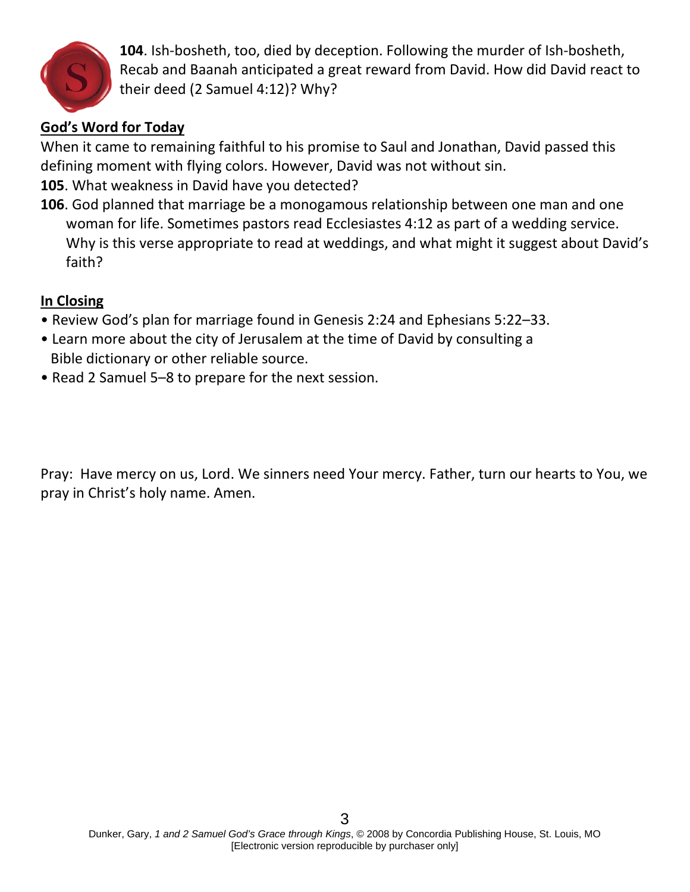**104**. Ish-bosheth, too, died by deception. Following the murder of Ish-bosheth, Recab and Baanah anticipated a great reward from David. How did David react to their deed (2 Samuel 4:12)? Why?

**God's Word for Today**

When it came to remaining faithful to his promise to Saul and Jonathan, David passed this defining moment with flying colors. However, David was not without sin.

**105**. What weakness in David have you detected?

**106**. God planned that marriage be a monogamous relationship between one man and one woman for life. Sometimes pastors read Ecclesiastes 4:12 as part of a wedding service. Why is this verse appropriate to read at weddings, and what might it suggest about David's faith?

**In Closing**

- Review God's plan for marriage found in Genesis 2:24 and Ephesians 5:22–33.
- Learn more about the city of Jerusalem at the time of David by consulting a Bible dictionary or other reliable source.
- Read 2 Samuel 5–8 to prepare for the next session.

Pray: Have mercy on us, Lord. We sinners need Your mercy. Father, turn our hearts to You, we pray in Christ's holy name. Amen.

Dunker, Gary, *1 and 2 Samuel God's Grace through Kings*, © 2008 by Concordia Publishing House, St. Louis, MO
[Electronic version reproducible by purchaser only]